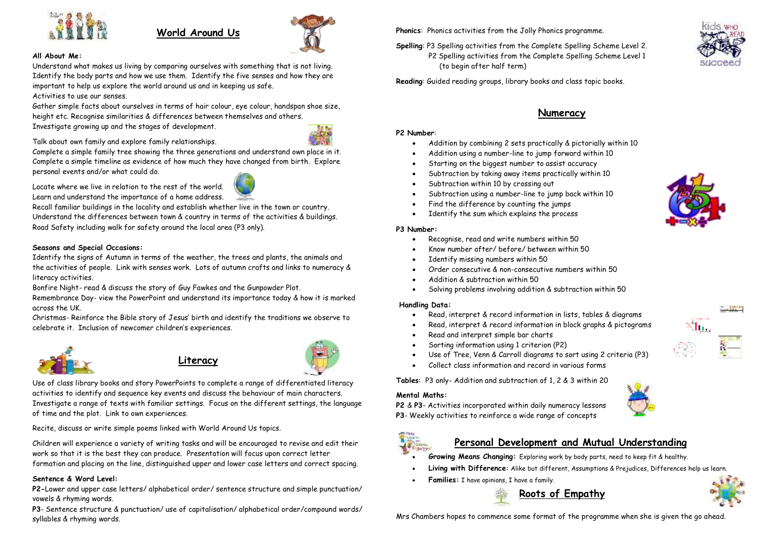## World Around Us

**All About Me:**

Understand what makes us living by comparing ourselves with something that is not living. Identify the body parts and how we use them. Identify the five senses and how they are important to help us explore the world around us and in keeping us safe.
Activities to use our senses.
Gather simple facts about ourselves in terms of hair colour, eye colour, handspan shoe size, height etc. Recognise similarities & differences between themselves and others.
Investigate growing up and the stages of development.

Talk about own family and explore family relationships.
Complete a simple family tree showing the three generations and understand own place in it.
Complete a simple timeline as evidence of how much they have changed from birth. Explore personal events and/or what could do.

Locate where we live in relation to the rest of the world.
Learn and understand the importance of a home address.
Recall familiar buildings in the locality and establish whether live in the town or country.
Understand the differences between town & country in terms of the activities & buildings.
Road Safety including walk for safety around the local area (P3 only).

**Seasons and Special Occasions:**

Identify the signs of Autumn in terms of the weather, the trees and plants, the animals and the activities of people. Link with senses work. Lots of autumn crafts and links to numeracy & literacy activities.
Bonfire Night- read & discuss the story of Guy Fawkes and the Gunpowder Plot.
Remembrance Day- view the PowerPoint and understand its importance today & how it is marked across the UK.
Christmas- Reinforce the Bible story of Jesus' birth and identify the traditions we observe to celebrate it. Inclusion of newcomer children's experiences.

## Literacy

Use of class library books and story PowerPoints to complete a range of differentiated literacy activities to identify and sequence key events and discuss the behaviour of main characters. Investigate a range of texts with familiar settings. Focus on the different settings, the language of time and the plot. Link to own experiences.

Recite, discuss or write simple poems linked with World Around Us topics.

Children will experience a variety of writing tasks and will be encouraged to revise and edit their work so that it is the best they can produce. Presentation will focus upon correct letter formation and placing on the line, distinguished upper and lower case letters and correct spacing.

**Sentence & Word Level:**

**P2**–Lower and upper case letters/ alphabetical order/ sentence structure and simple punctuation/ vowels & rhyming words.

**P3**- Sentence structure & punctuation/ use of capitalisation/ alphabetical order/compound words/ syllables & rhyming words.

**Phonics**: Phonics activities from the Jolly Phonics programme.

**Spelling**: P3 Spelling activities from the Complete Spelling Scheme Level 2.
P2 Spelling activities from the Complete Spelling Scheme Level 1 (to begin after half term)

**Reading**: Guided reading groups, library books and class topic books.

## Numeracy

**P2 Number**:

- Addition by combining 2 sets practically & pictorially within 10
- Addition using a number-line to jump forward within 10
- Starting on the biggest number to assist accuracy
- Subtraction by taking away items practically within 10
- Subtraction within 10 by crossing out
- Subtraction using a number-line to jump back within 10
- Find the difference by counting the jumps
- Identify the sum which explains the process

**P3 Number:**

- Recognise, read and write numbers within 50
- Know number after/ before/ between within 50
- Identify missing numbers within 50
- Order consecutive & non-consecutive numbers within 50
- Addition & subtraction within 50
- Solving problems involving addition & subtraction within 50

**Handling Data:**

- Read, interpret & record information in lists, tables & diagrams
- Read, interpret & record information in block graphs & pictograms
- Read and interpret simple bar charts
- Sorting information using 1 criterion (P2)
- Use of Tree, Venn & Carroll diagrams to sort using 2 criteria (P3)
- Collect class information and record in various forms

**Tables**: P3 only- Addition and subtraction of 1, 2 & 3 within 20

**Mental Maths:**

**P2** & **P3**- Activities incorporated within daily numeracy lessons
**P3**- Weekly activities to reinforce a wide range of concepts

## Personal Development and Mutual Understanding

- **Growing Means Changing:** Exploring work by body parts, need to keep fit & healthy.
- **Living with Difference:** Alike but different, Assumptions & Prejudices, Differences help us learn.
- **Families:** I have opinions, I have a family.

## Roots of Empathy

Mrs Chambers hopes to commence some format of the programme when she is given the go ahead.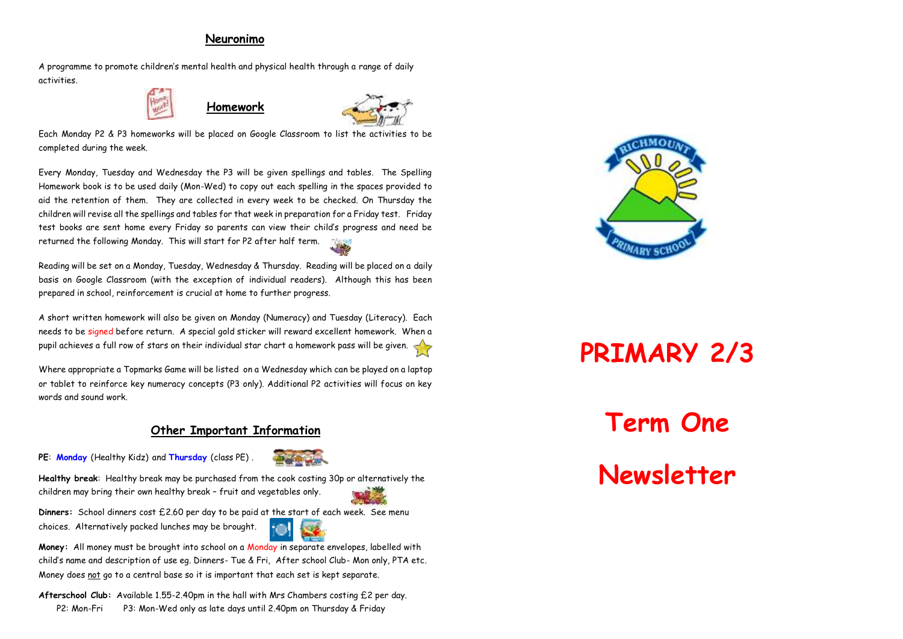## Neuronimo

A programme to promote children's mental health and physical health through a range of daily activities.

## Homework

Each Monday P2 & P3 homeworks will be placed on Google Classroom to list the activities to be completed during the week.

Every Monday, Tuesday and Wednesday the P3 will be given spellings and tables. The Spelling Homework book is to be used daily (Mon-Wed) to copy out each spelling in the spaces provided to aid the retention of them. They are collected in every week to be checked. On Thursday the children will revise all the spellings and tables for that week in preparation for a Friday test. Friday test books are sent home every Friday so parents can view their child's progress and need be returned the following Monday. This will start for P2 after half term.

Reading will be set on a Monday, Tuesday, Wednesday & Thursday. Reading will be placed on a daily basis on Google Classroom (with the exception of individual readers). Although this has been prepared in school, reinforcement is crucial at home to further progress.

A short written homework will also be given on Monday (Numeracy) and Tuesday (Literacy). Each needs to be signed before return. A special gold sticker will reward excellent homework. When a pupil achieves a full row of stars on their individual star chart a homework pass will be given.

Where appropriate a Topmarks Game will be listed on a Wednesday which can be played on a laptop or tablet to reinforce key numeracy concepts (P3 only). Additional P2 activities will focus on key words and sound work.

## Other Important Information

**PE**: **Monday** (Healthy Kidz) and **Thursday** (class PE) .

**Healthy break**: Healthy break may be purchased from the cook costing 30p or alternatively the children may bring their own healthy break – fruit and vegetables only.

**Dinners:** School dinners cost £2.60 per day to be paid at the start of each week. See menu choices. Alternatively packed lunches may be brought.

**Money:** All money must be brought into school on a Monday in separate envelopes, labelled with child's name and description of use eg. Dinners- Tue & Fri, After school Club- Mon only, PTA etc. Money does not go to a central base so it is important that each set is kept separate.

**Afterschool Club:** Available 1.55-2.40pm in the hall with Mrs Chambers costing £2 per day.
P2: Mon-Fri P3: Mon-Wed only as late days until 2.40pm on Thursday & Friday

RICHMOUNT PRIMARY SCHOOL

# PRIMARY 2/3

# Term One

# Newsletter